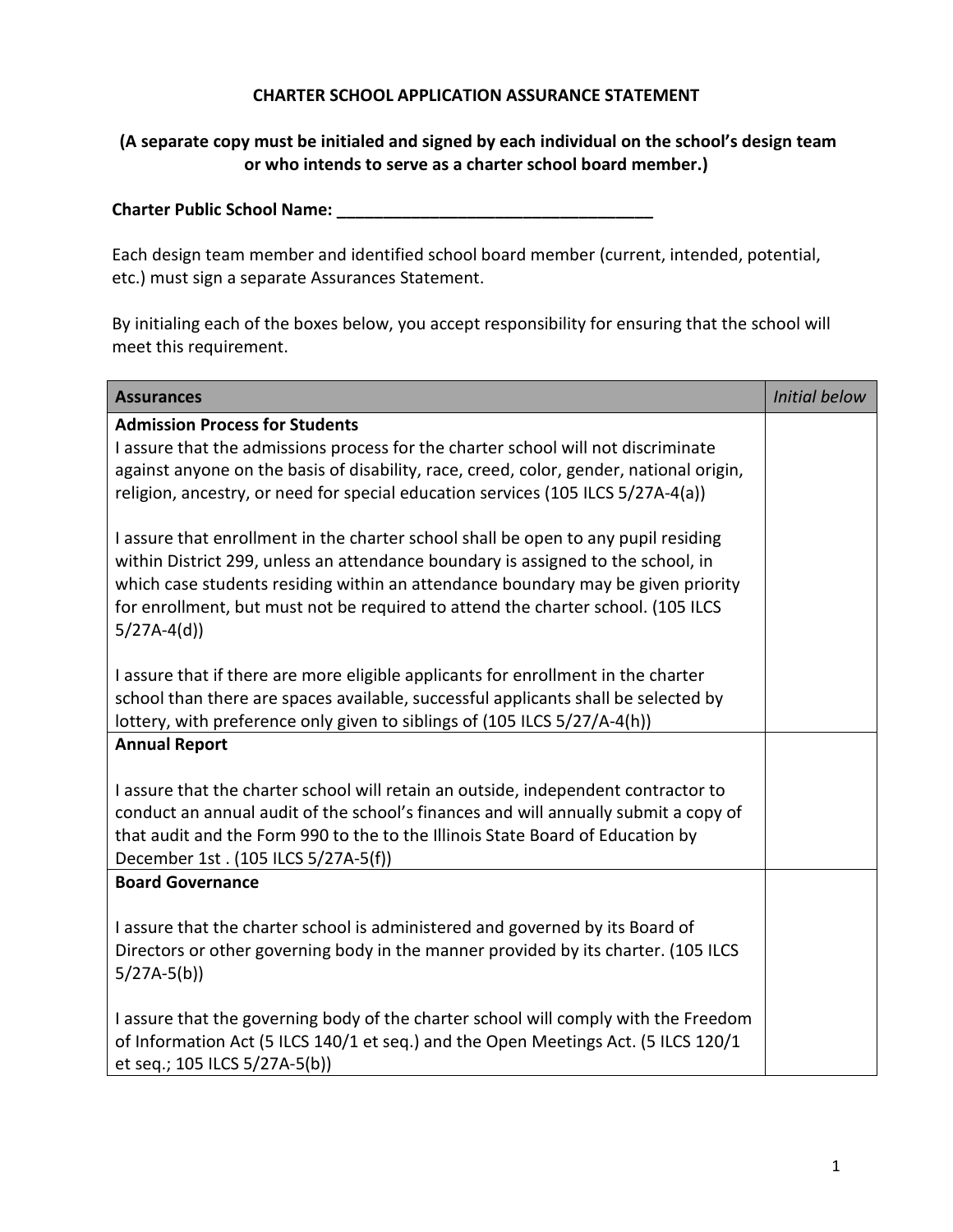**CHARTER SCHOOL APPLICATION ASSURANCE STATEMENT**

**(A separate copy must be initialed and signed by each individual on the school's design team or who intends to serve as a charter school board member.)**

**Charter Public School Name: \_\_\_\_\_\_\_\_\_\_\_\_\_\_\_\_\_\_\_\_\_\_\_\_\_\_\_\_\_\_\_\_\_\_\_**

Each design team member and identified school board member (current, intended, potential, etc.) must sign a separate Assurances Statement.

By initialing each of the boxes below, you accept responsibility for ensuring that the school will meet this requirement.

| **Assurances** | *Initial below* |
|---|---|
| **Admission Process for Students**<br>I assure that the admissions process for the charter school will not discriminate against anyone on the basis of disability, race, creed, color, gender, national origin, religion, ancestry, or need for special education services (105 ILCS 5/27A-4(a))<br><br>I assure that enrollment in the charter school shall be open to any pupil residing within District 299, unless an attendance boundary is assigned to the school, in which case students residing within an attendance boundary may be given priority for enrollment, but must not be required to attend the charter school. (105 ILCS 5/27A-4(d))<br><br>I assure that if there are more eligible applicants for enrollment in the charter school than there are spaces available, successful applicants shall be selected by lottery, with preference only given to siblings of (105 ILCS 5/27/A-4(h)) | |
| **Annual Report**<br><br>I assure that the charter school will retain an outside, independent contractor to conduct an annual audit of the school's finances and will annually submit a copy of that audit and the Form 990 to the to the Illinois State Board of Education by December 1st . (105 ILCS 5/27A-5(f)) | |
| **Board Governance**<br><br>I assure that the charter school is administered and governed by its Board of Directors or other governing body in the manner provided by its charter. (105 ILCS 5/27A-5(b))<br><br>I assure that the governing body of the charter school will comply with the Freedom of Information Act (5 ILCS 140/1 et seq.) and the Open Meetings Act. (5 ILCS 120/1 et seq.; 105 ILCS 5/27A-5(b)) | |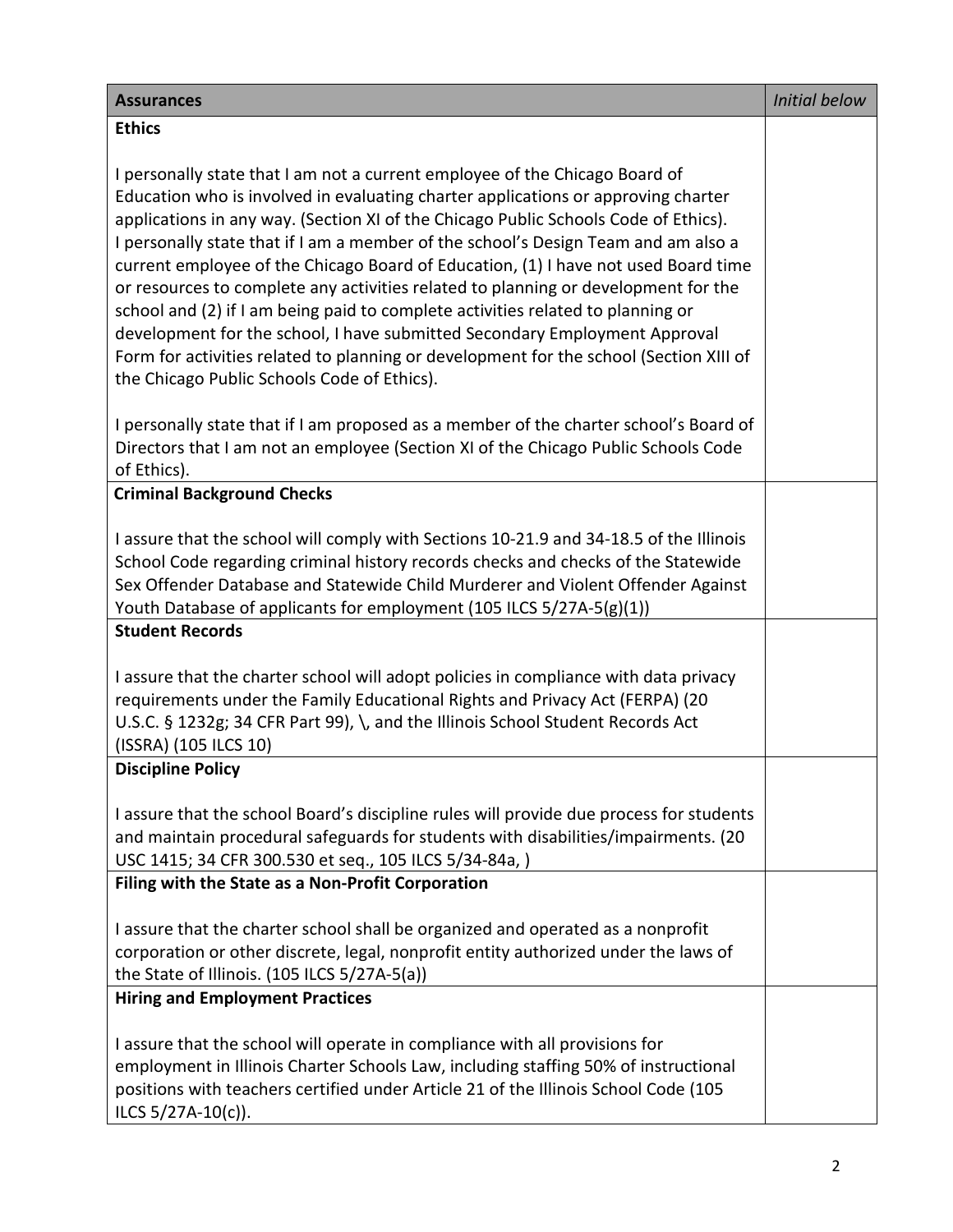| Assurances | *Initial below* |
|---|---|
| **Ethics**<br><br>I personally state that I am not a current employee of the Chicago Board of Education who is involved in evaluating charter applications or approving charter applications in any way. (Section XI of the Chicago Public Schools Code of Ethics). I personally state that if I am a member of the school's Design Team and am also a current employee of the Chicago Board of Education, (1) I have not used Board time or resources to complete any activities related to planning or development for the school and (2) if I am being paid to complete activities related to planning or development for the school, I have submitted Secondary Employment Approval Form for activities related to planning or development for the school (Section XIII of the Chicago Public Schools Code of Ethics).<br><br>I personally state that if I am proposed as a member of the charter school's Board of Directors that I am not an employee (Section XI of the Chicago Public Schools Code of Ethics). | |
| **Criminal Background Checks**<br><br>I assure that the school will comply with Sections 10-21.9 and 34-18.5 of the Illinois School Code regarding criminal history records checks and checks of the Statewide Sex Offender Database and Statewide Child Murderer and Violent Offender Against Youth Database of applicants for employment (105 ILCS 5/27A-5(g)(1)) | |
| **Student Records**<br><br>I assure that the charter school will adopt policies in compliance with data privacy requirements under the Family Educational Rights and Privacy Act (FERPA) (20 U.S.C. § 1232g; 34 CFR Part 99), \, and the Illinois School Student Records Act (ISSRA) (105 ILCS 10) | |
| **Discipline Policy**<br><br>I assure that the school Board's discipline rules will provide due process for students and maintain procedural safeguards for students with disabilities/impairments. (20 USC 1415; 34 CFR 300.530 et seq., 105 ILCS 5/34-84a, ) | |
| **Filing with the State as a Non-Profit Corporation**<br><br>I assure that the charter school shall be organized and operated as a nonprofit corporation or other discrete, legal, nonprofit entity authorized under the laws of the State of Illinois. (105 ILCS 5/27A-5(a)) | |
| **Hiring and Employment Practices**<br><br>I assure that the school will operate in compliance with all provisions for employment in Illinois Charter Schools Law, including staffing 50% of instructional positions with teachers certified under Article 21 of the Illinois School Code (105 ILCS 5/27A-10(c)). | |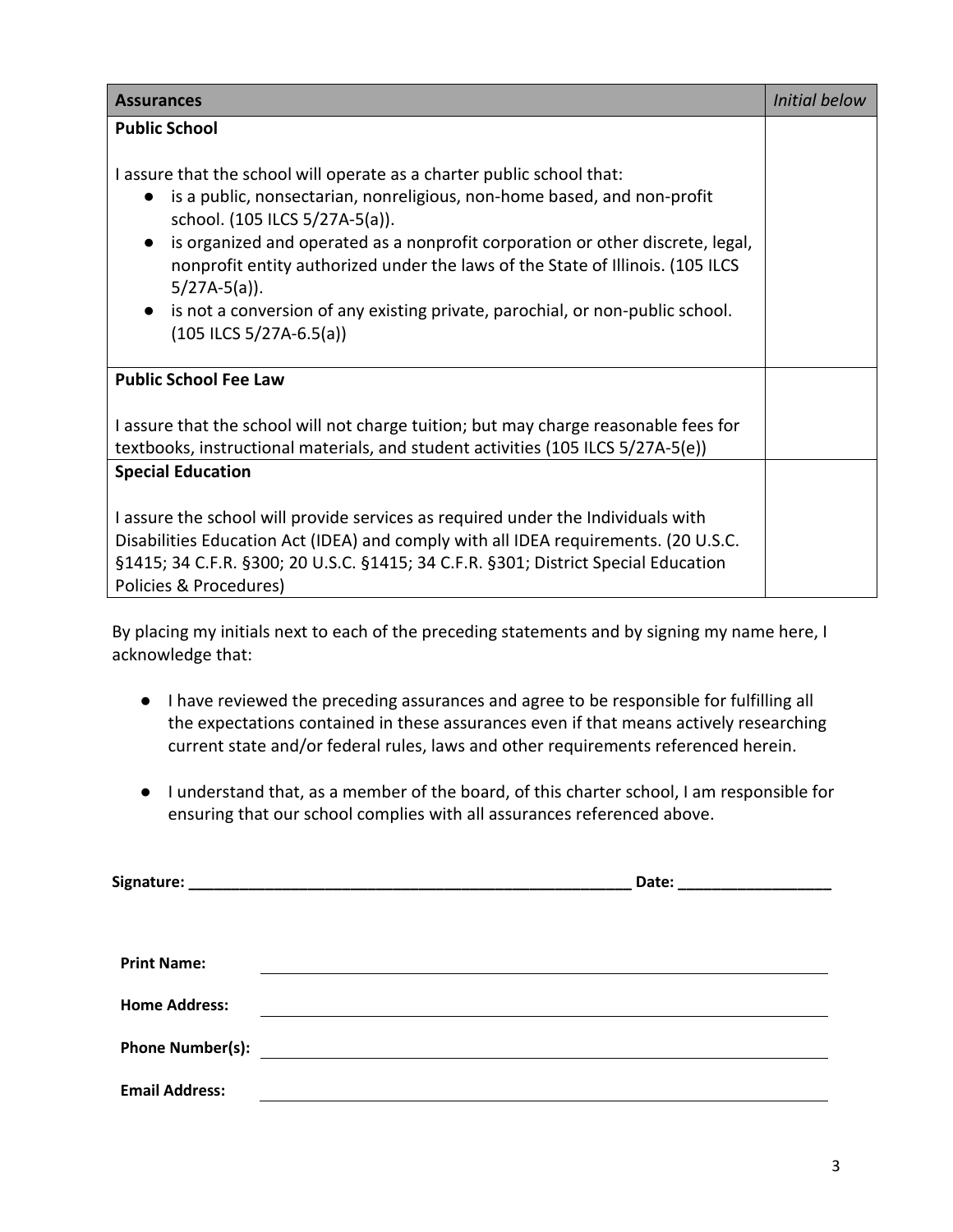| **Assurances** | *Initial below* |
|---|---|
| **Public School**<br><br>I assure that the school will operate as a charter public school that:<br>● is a public, nonsectarian, nonreligious, non-home based, and non-profit school. (105 ILCS 5/27A-5(a)).<br>● is organized and operated as a nonprofit corporation or other discrete, legal, nonprofit entity authorized under the laws of the State of Illinois. (105 ILCS 5/27A-5(a)).<br>● is not a conversion of any existing private, parochial, or non-public school. (105 ILCS 5/27A-6.5(a)) | |
| **Public School Fee Law**<br><br>I assure that the school will not charge tuition; but may charge reasonable fees for textbooks, instructional materials, and student activities (105 ILCS 5/27A-5(e)) | |
| **Special Education**<br><br>I assure the school will provide services as required under the Individuals with Disabilities Education Act (IDEA) and comply with all IDEA requirements. (20 U.S.C. §1415; 34 C.F.R. §300; 20 U.S.C. §1415; 34 C.F.R. §301; District Special Education Policies & Procedures) | |

By placing my initials next to each of the preceding statements and by signing my name here, I acknowledge that:

- I have reviewed the preceding assurances and agree to be responsible for fulfilling all the expectations contained in these assurances even if that means actively researching current state and/or federal rules, laws and other requirements referenced herein.

- I understand that, as a member of the board, of this charter school, I am responsible for ensuring that our school complies with all assurances referenced above.

**Signature:** ______________________________________________________ **Date:** __________________

**Print Name:** ______________________________________________________

**Home Address:** ______________________________________________________

**Phone Number(s):** ______________________________________________________

**Email Address:** ______________________________________________________